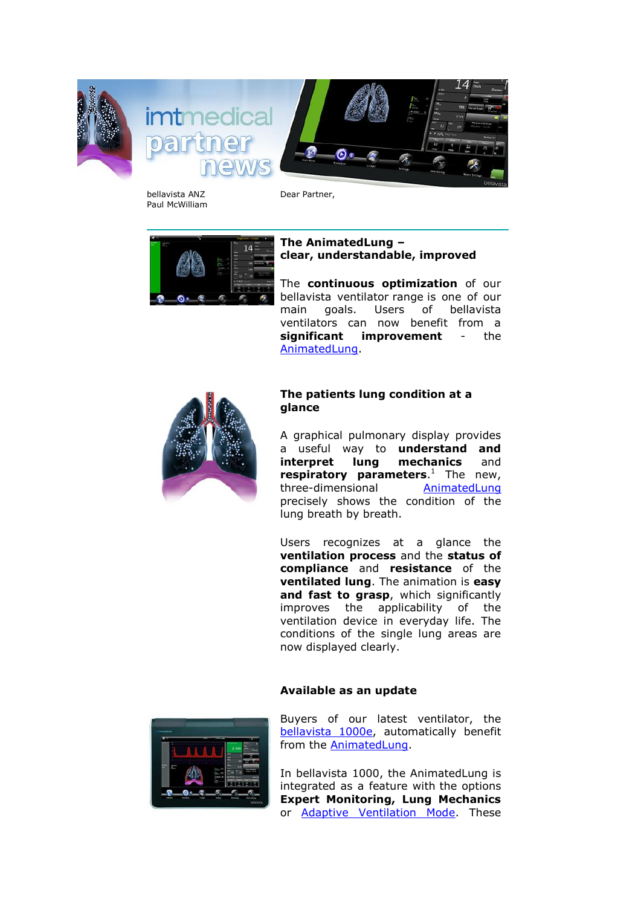bellavista ANZ
Paul McWilliam

Dear Partner,

## The AnimatedLung – clear, understandable, improved

The **continuous optimization** of our bellavista ventilator range is one of our main goals. Users of bellavista ventilators can now benefit from a **significant improvement** - the AnimatedLung.

## The patients lung condition at a glance

A graphical pulmonary display provides a useful way to **understand and interpret lung mechanics** and **respiratory parameters**.[1] The new, three-dimensional AnimatedLung precisely shows the condition of the lung breath by breath.

Users recognizes at a glance the **ventilation process** and the **status of compliance** and **resistance** of the **ventilated lung**. The animation is **easy and fast to grasp**, which significantly improves the applicability of the ventilation device in everyday life. The conditions of the single lung areas are now displayed clearly.

## Available as an update

Buyers of our latest ventilator, the bellavista 1000e, automatically benefit from the AnimatedLung.

In bellavista 1000, the AnimatedLung is integrated as a feature with the options **Expert Monitoring, Lung Mechanics** or Adaptive Ventilation Mode. These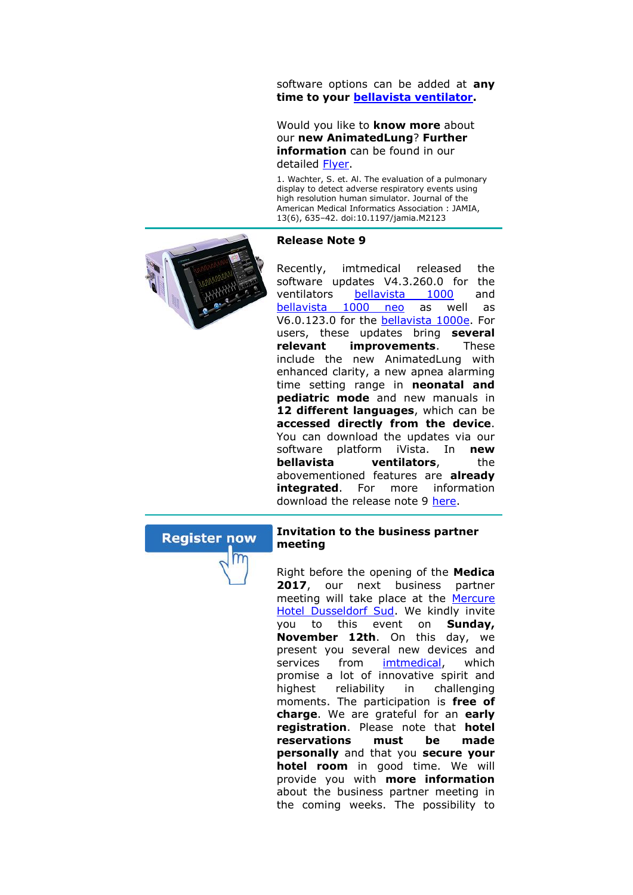software options can be added at **any time to your bellavista ventilator**.

Would you like to **know more** about our **new AnimatedLung**? **Further information** can be found in our detailed Flyer.

1. Wachter, S. et. Al. The evaluation of a pulmonary display to detect adverse respiratory events using high resolution human simulator. Journal of the American Medical Informatics Association : JAMIA, 13(6), 635–42. doi:10.1197/jamia.M2123

---

**Release Note 9**

Recently, imtmedical released the software updates V4.3.260.0 for the ventilators bellavista 1000 and bellavista 1000 neo as well as V6.0.123.0 for the bellavista 1000e. For users, these updates bring **several relevant improvements**. These include the new AnimatedLung with enhanced clarity, a new apnea alarming time setting range in **neonatal and pediatric mode** and new manuals in **12 different languages**, which can be **accessed directly from the device**. You can download the updates via our software platform iVista. In **new bellavista ventilators**, the abovementioned features are **already integrated**. For more information download the release note 9 here.

---

Register now

**Invitation to the business partner meeting**

Right before the opening of the **Medica 2017**, our next business partner meeting will take place at the Mercure Hotel Dusseldorf Sud. We kindly invite you to this event on **Sunday, November 12th**. On this day, we present you several new devices and services from imtmedical, which promise a lot of innovative spirit and highest reliability in challenging moments. The participation is **free of charge**. We are grateful for an **early registration**. Please note that **hotel reservations must be made personally** and that you **secure your hotel room** in good time. We will provide you with **more information** about the business partner meeting in the coming weeks. The possibility to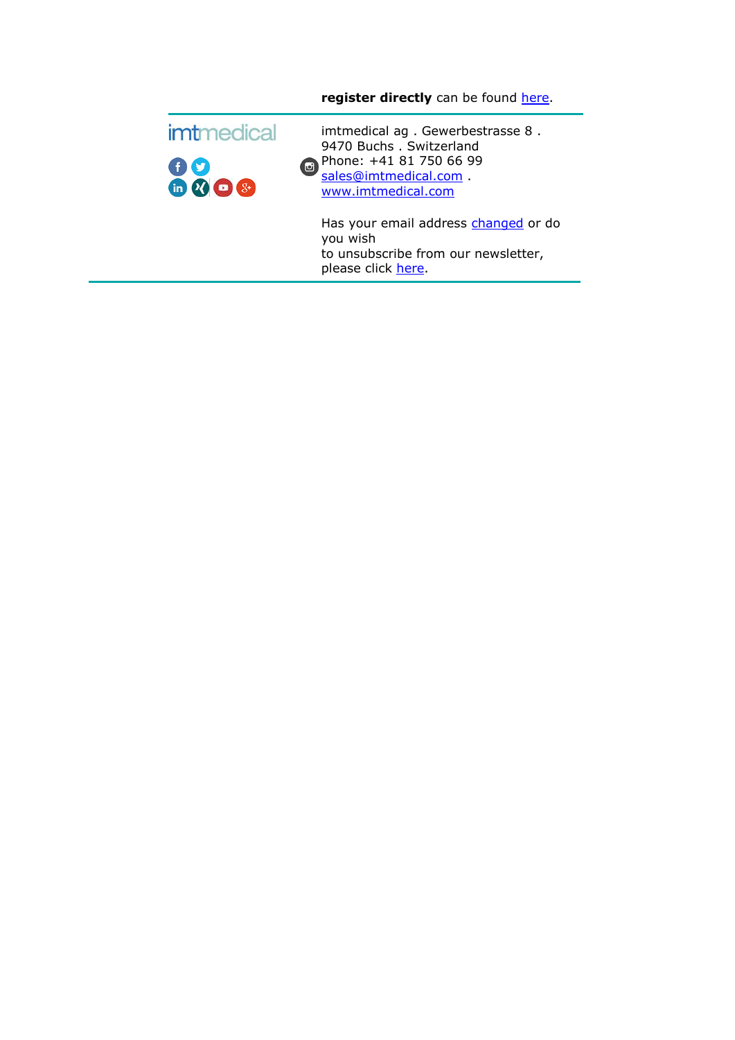**register directly** can be found here.

imtmedical

imtmedical ag . Gewerbestrasse 8 .
9470 Buchs . Switzerland
Phone: +41 81 750 66 99
sales@imtmedical.com .
www.imtmedical.com

Has your email address changed or do you wish
to unsubscribe from our newsletter, please click here.